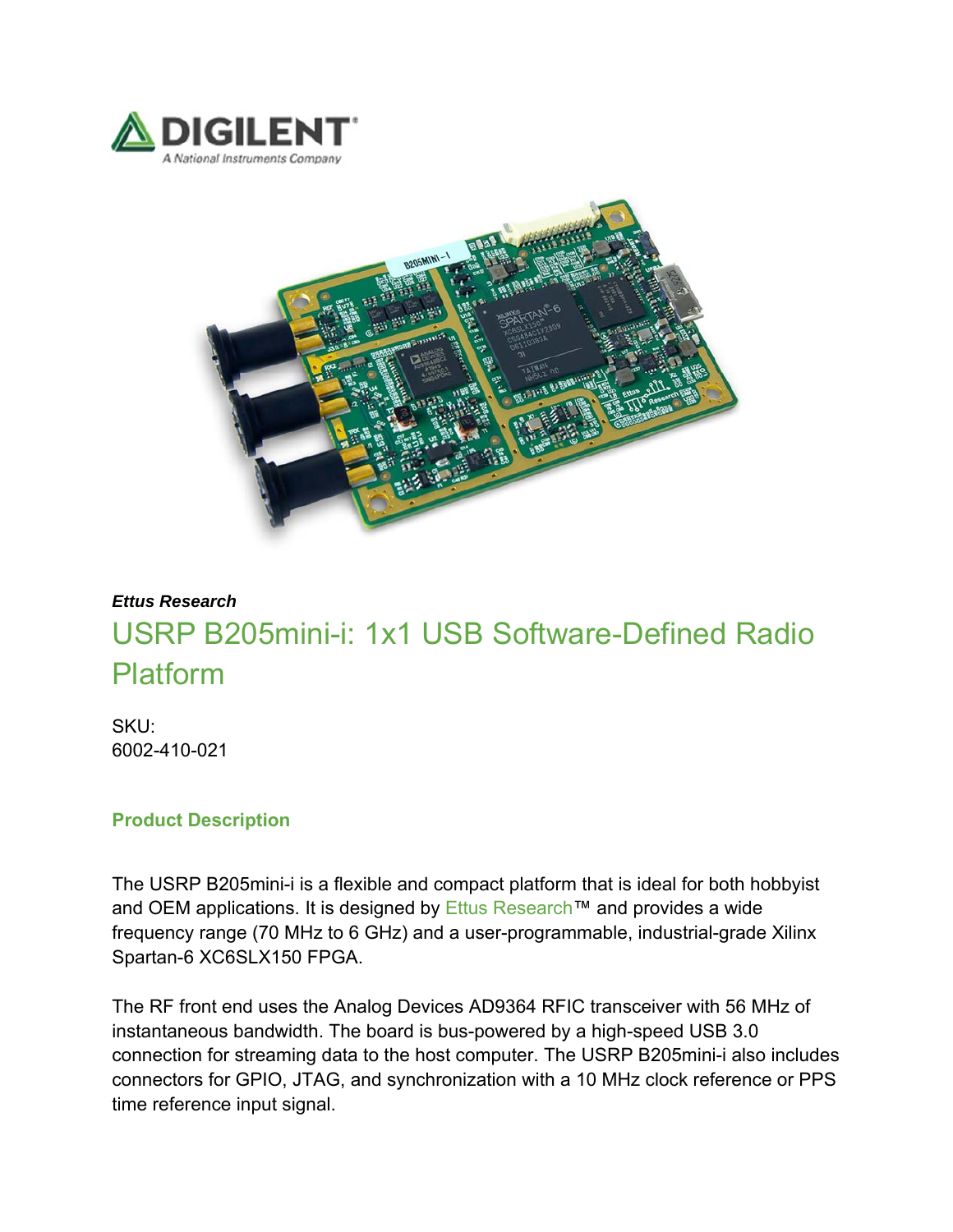***Ettus Research***

# USRP B205mini-i: 1x1 USB Software-Defined Radio Platform

SKU:
6002-410-021

## Product Description

The USRP B205mini-i is a flexible and compact platform that is ideal for both hobbyist and OEM applications. It is designed by Ettus Research™ and provides a wide frequency range (70 MHz to 6 GHz) and a user-programmable, industrial-grade Xilinx Spartan-6 XC6SLX150 FPGA.

The RF front end uses the Analog Devices AD9364 RFIC transceiver with 56 MHz of instantaneous bandwidth. The board is bus-powered by a high-speed USB 3.0 connection for streaming data to the host computer. The USRP B205mini-i also includes connectors for GPIO, JTAG, and synchronization with a 10 MHz clock reference or PPS time reference input signal.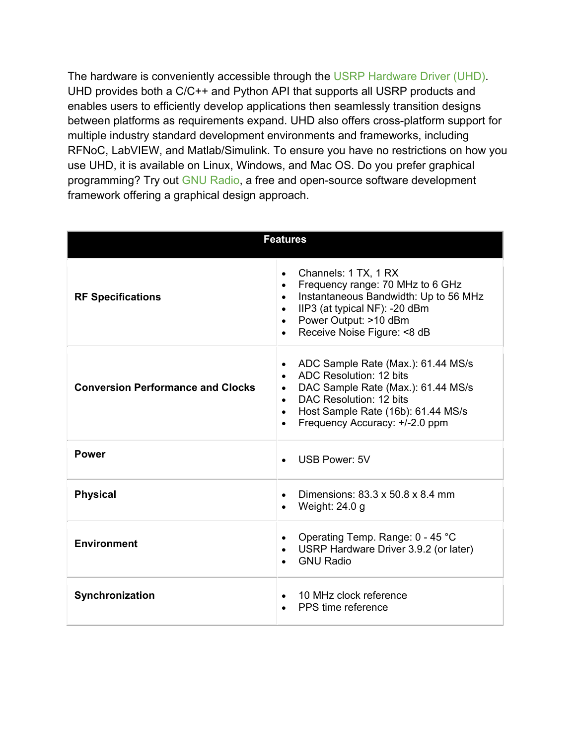The hardware is conveniently accessible through the USRP Hardware Driver (UHD). UHD provides both a C/C++ and Python API that supports all USRP products and enables users to efficiently develop applications then seamlessly transition designs between platforms as requirements expand. UHD also offers cross-platform support for multiple industry standard development environments and frameworks, including RFNoC, LabVIEW, and Matlab/Simulink. To ensure you have no restrictions on how you use UHD, it is available on Linux, Windows, and Mac OS. Do you prefer graphical programming? Try out GNU Radio, a free and open-source software development framework offering a graphical design approach.

| Features | |
|---|---|
| **RF Specifications** | • Channels: 1 TX, 1 RX<br>• Frequency range: 70 MHz to 6 GHz<br>• Instantaneous Bandwidth: Up to 56 MHz<br>• IIP3 (at typical NF): -20 dBm<br>• Power Output: >10 dBm<br>• Receive Noise Figure: <8 dB |
| **Conversion Performance and Clocks** | • ADC Sample Rate (Max.): 61.44 MS/s<br>• ADC Resolution: 12 bits<br>• DAC Sample Rate (Max.): 61.44 MS/s<br>• DAC Resolution: 12 bits<br>• Host Sample Rate (16b): 61.44 MS/s<br>• Frequency Accuracy: +/-2.0 ppm |
| **Power** | • USB Power: 5V |
| **Physical** | • Dimensions: 83.3 x 50.8 x 8.4 mm<br>• Weight: 24.0 g |
| **Environment** | • Operating Temp. Range: 0 - 45 °C<br>• USRP Hardware Driver 3.9.2 (or later)<br>• GNU Radio |
| **Synchronization** | • 10 MHz clock reference<br>• PPS time reference |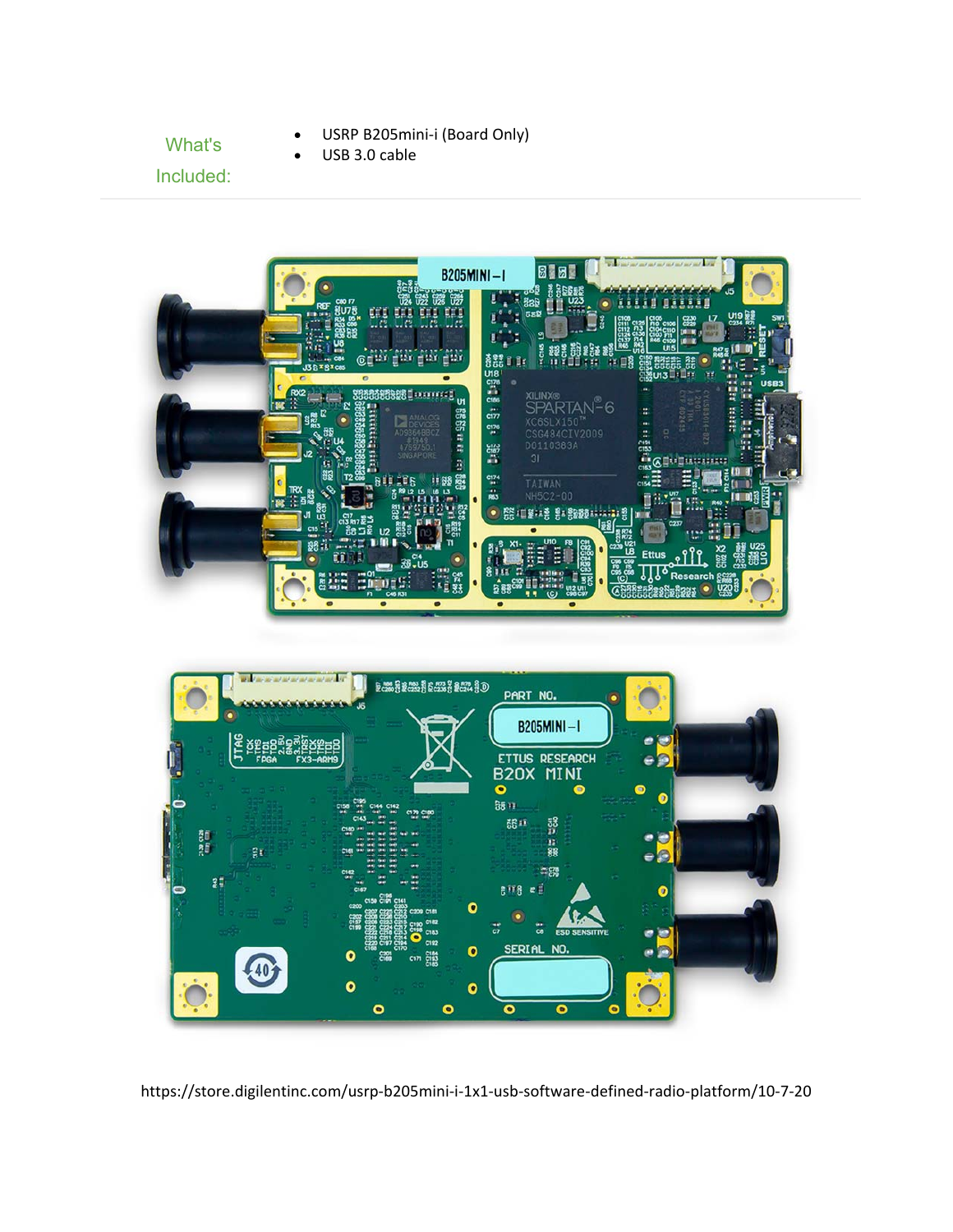What's Included:

- USRP B205mini-i (Board Only)
- USB 3.0 cable

https://store.digilentinc.com/usrp-b205mini-i-1x1-usb-software-defined-radio-platform/10-7-20